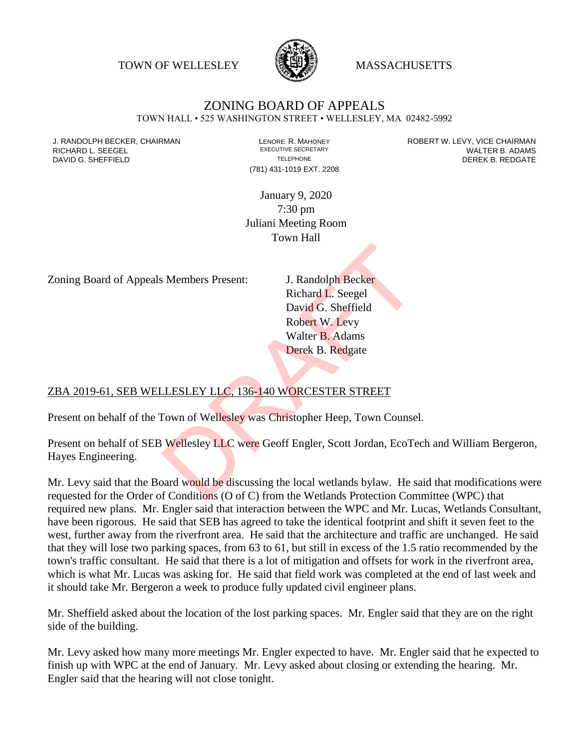TOWN OF WELLESLEY MASSACHUSETTS

# ZONING BOARD OF APPEALS

TOWN HALL • 525 WASHINGTON STREET • WELLESLEY, MA 02482-5992

J. RANDOLPH BECKER, CHAIRMAN
RICHARD L. SEEGEL
DAVID G. SHEFFIELD

LENORE R. MAHONEY
EXECUTIVE SECRETARY
TELEPHONE
(781) 431-1019 EXT. 2208

ROBERT W. LEVY, VICE CHAIRMAN
WALTER B. ADAMS
DEREK B. REDGATE

January 9, 2020
7:30 pm
Juliani Meeting Room
Town Hall

Zoning Board of Appeals Members Present: J. Randolph Becker
Richard L. Seegel
David G. Sheffield
Robert W. Levy
Walter B. Adams
Derek B. Redgate

ZBA 2019-61, SEB WELLESLEY LLC, 136-140 WORCESTER STREET

Present on behalf of the Town of Wellesley was Christopher Heep, Town Counsel.

Present on behalf of SEB Wellesley LLC were Geoff Engler, Scott Jordan, EcoTech and William Bergeron, Hayes Engineering.

Mr. Levy said that the Board would be discussing the local wetlands bylaw. He said that modifications were requested for the Order of Conditions (O of C) from the Wetlands Protection Committee (WPC) that required new plans. Mr. Engler said that interaction between the WPC and Mr. Lucas, Wetlands Consultant, have been rigorous. He said that SEB has agreed to take the identical footprint and shift it seven feet to the west, further away from the riverfront area. He said that the architecture and traffic are unchanged. He said that they will lose two parking spaces, from 63 to 61, but still in excess of the 1.5 ratio recommended by the town's traffic consultant. He said that there is a lot of mitigation and offsets for work in the riverfront area, which is what Mr. Lucas was asking for. He said that field work was completed at the end of last week and it should take Mr. Bergeron a week to produce fully updated civil engineer plans.

Mr. Sheffield asked about the location of the lost parking spaces. Mr. Engler said that they are on the right side of the building.

Mr. Levy asked how many more meetings Mr. Engler expected to have. Mr. Engler said that he expected to finish up with WPC at the end of January. Mr. Levy asked about closing or extending the hearing. Mr. Engler said that the hearing will not close tonight.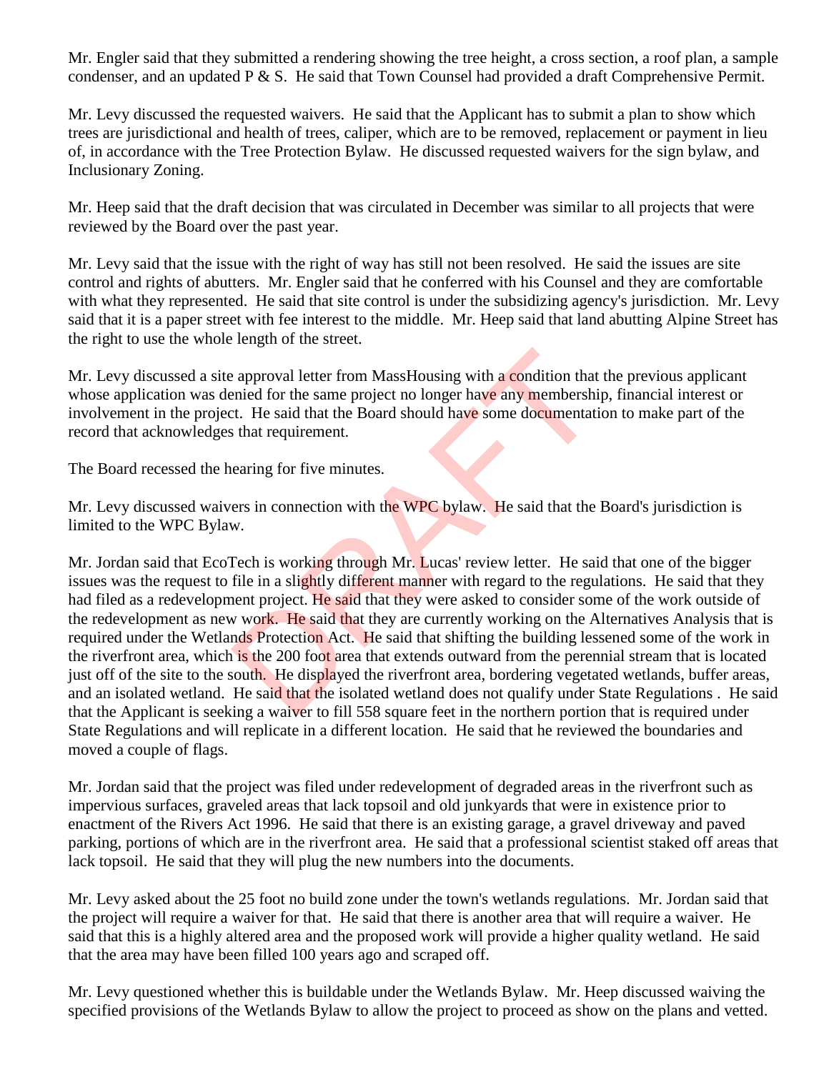Mr. Engler said that they submitted a rendering showing the tree height, a cross section, a roof plan, a sample condenser, and an updated P & S. He said that Town Counsel had provided a draft Comprehensive Permit.

Mr. Levy discussed the requested waivers. He said that the Applicant has to submit a plan to show which trees are jurisdictional and health of trees, caliper, which are to be removed, replacement or payment in lieu of, in accordance with the Tree Protection Bylaw. He discussed requested waivers for the sign bylaw, and Inclusionary Zoning.

Mr. Heep said that the draft decision that was circulated in December was similar to all projects that were reviewed by the Board over the past year.

Mr. Levy said that the issue with the right of way has still not been resolved. He said the issues are site control and rights of abutters. Mr. Engler said that he conferred with his Counsel and they are comfortable with what they represented. He said that site control is under the subsidizing agency's jurisdiction. Mr. Levy said that it is a paper street with fee interest to the middle. Mr. Heep said that land abutting Alpine Street has the right to use the whole length of the street.

Mr. Levy discussed a site approval letter from MassHousing with a condition that the previous applicant whose application was denied for the same project no longer have any membership, financial interest or involvement in the project. He said that the Board should have some documentation to make part of the record that acknowledges that requirement.

The Board recessed the hearing for five minutes.

Mr. Levy discussed waivers in connection with the WPC bylaw. He said that the Board's jurisdiction is limited to the WPC Bylaw.

Mr. Jordan said that EcoTech is working through Mr. Lucas' review letter. He said that one of the bigger issues was the request to file in a slightly different manner with regard to the regulations. He said that they had filed as a redevelopment project. He said that they were asked to consider some of the work outside of the redevelopment as new work. He said that they are currently working on the Alternatives Analysis that is required under the Wetlands Protection Act. He said that shifting the building lessened some of the work in the riverfront area, which is the 200 foot area that extends outward from the perennial stream that is located just off of the site to the south. He displayed the riverfront area, bordering vegetated wetlands, buffer areas, and an isolated wetland. He said that the isolated wetland does not qualify under State Regulations . He said that the Applicant is seeking a waiver to fill 558 square feet in the northern portion that is required under State Regulations and will replicate in a different location. He said that he reviewed the boundaries and moved a couple of flags.

Mr. Jordan said that the project was filed under redevelopment of degraded areas in the riverfront such as impervious surfaces, graveled areas that lack topsoil and old junkyards that were in existence prior to enactment of the Rivers Act 1996. He said that there is an existing garage, a gravel driveway and paved parking, portions of which are in the riverfront area. He said that a professional scientist staked off areas that lack topsoil. He said that they will plug the new numbers into the documents.

Mr. Levy asked about the 25 foot no build zone under the town's wetlands regulations. Mr. Jordan said that the project will require a waiver for that. He said that there is another area that will require a waiver. He said that this is a highly altered area and the proposed work will provide a higher quality wetland. He said that the area may have been filled 100 years ago and scraped off.

Mr. Levy questioned whether this is buildable under the Wetlands Bylaw. Mr. Heep discussed waiving the specified provisions of the Wetlands Bylaw to allow the project to proceed as show on the plans and vetted.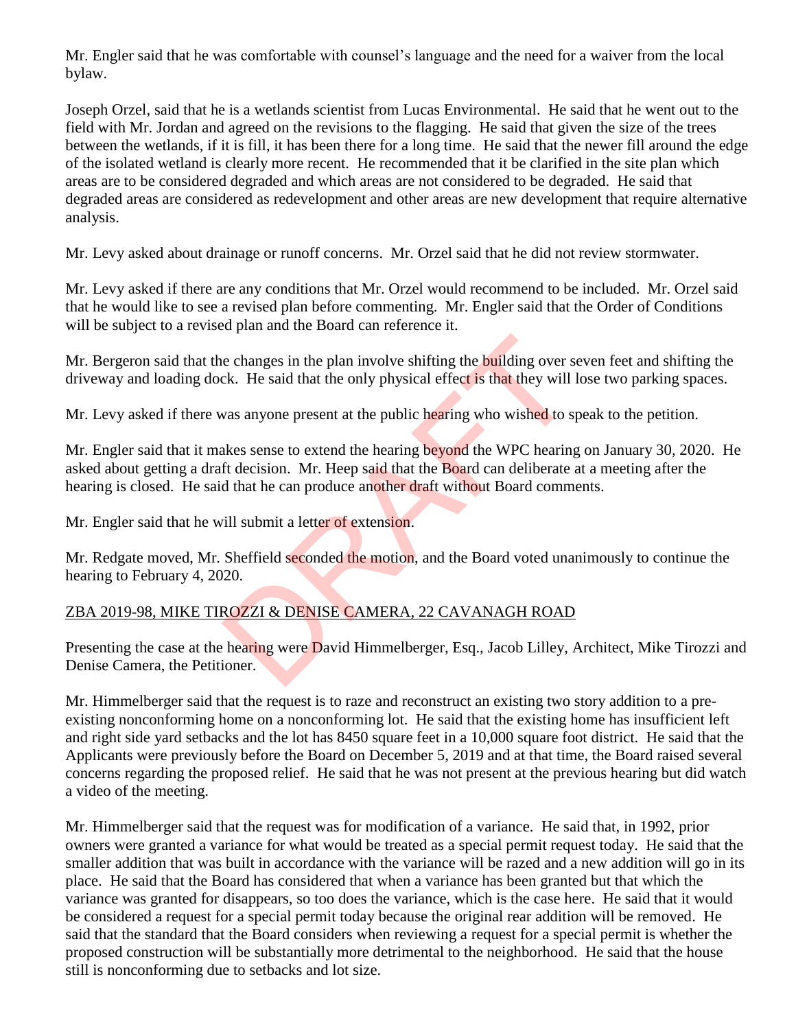Mr. Engler said that he was comfortable with counsel's language and the need for a waiver from the local bylaw.

Joseph Orzel, said that he is a wetlands scientist from Lucas Environmental. He said that he went out to the field with Mr. Jordan and agreed on the revisions to the flagging. He said that given the size of the trees between the wetlands, if it is fill, it has been there for a long time. He said that the newer fill around the edge of the isolated wetland is clearly more recent. He recommended that it be clarified in the site plan which areas are to be considered degraded and which areas are not considered to be degraded. He said that degraded areas are considered as redevelopment and other areas are new development that require alternative analysis.

Mr. Levy asked about drainage or runoff concerns. Mr. Orzel said that he did not review stormwater.

Mr. Levy asked if there are any conditions that Mr. Orzel would recommend to be included. Mr. Orzel said that he would like to see a revised plan before commenting. Mr. Engler said that the Order of Conditions will be subject to a revised plan and the Board can reference it.

Mr. Bergeron said that the changes in the plan involve shifting the building over seven feet and shifting the driveway and loading dock. He said that the only physical effect is that they will lose two parking spaces.

Mr. Levy asked if there was anyone present at the public hearing who wished to speak to the petition.

Mr. Engler said that it makes sense to extend the hearing beyond the WPC hearing on January 30, 2020. He asked about getting a draft decision. Mr. Heep said that the Board can deliberate at a meeting after the hearing is closed. He said that he can produce another draft without Board comments.

Mr. Engler said that he will submit a letter of extension.

Mr. Redgate moved, Mr. Sheffield seconded the motion, and the Board voted unanimously to continue the hearing to February 4, 2020.

<u>ZBA 2019-98, MIKE TIROZZI & DENISE CAMERA, 22 CAVANAGH ROAD</u>

Presenting the case at the hearing were David Himmelberger, Esq., Jacob Lilley, Architect, Mike Tirozzi and Denise Camera, the Petitioner.

Mr. Himmelberger said that the request is to raze and reconstruct an existing two story addition to a pre-existing nonconforming home on a nonconforming lot. He said that the existing home has insufficient left and right side yard setbacks and the lot has 8450 square feet in a 10,000 square foot district. He said that the Applicants were previously before the Board on December 5, 2019 and at that time, the Board raised several concerns regarding the proposed relief. He said that he was not present at the previous hearing but did watch a video of the meeting.

Mr. Himmelberger said that the request was for modification of a variance. He said that, in 1992, prior owners were granted a variance for what would be treated as a special permit request today. He said that the smaller addition that was built in accordance with the variance will be razed and a new addition will go in its place. He said that the Board has considered that when a variance has been granted but that which the variance was granted for disappears, so too does the variance, which is the case here. He said that it would be considered a request for a special permit today because the original rear addition will be removed. He said that the standard that the Board considers when reviewing a request for a special permit is whether the proposed construction will be substantially more detrimental to the neighborhood. He said that the house still is nonconforming due to setbacks and lot size.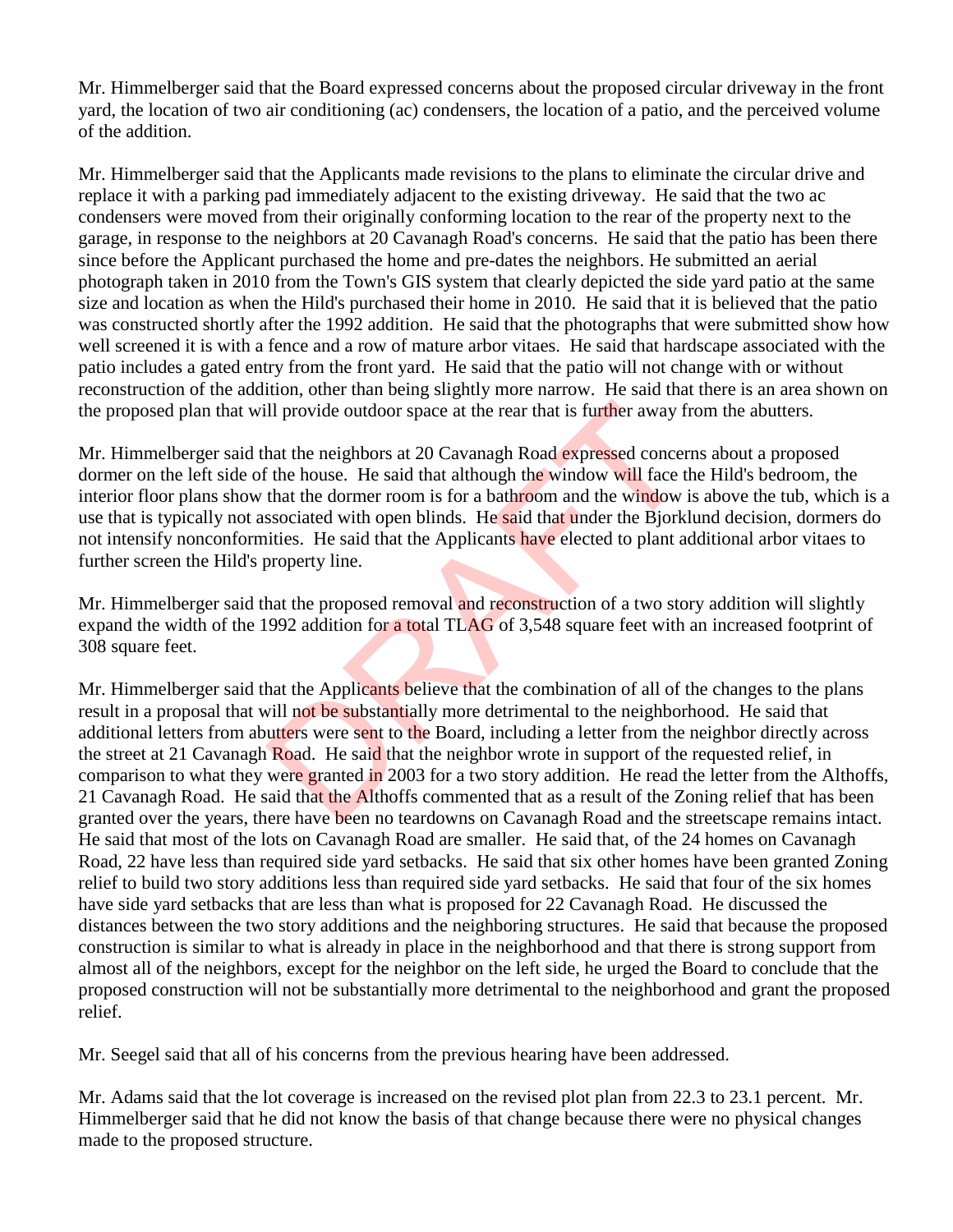Mr. Himmelberger said that the Board expressed concerns about the proposed circular driveway in the front yard, the location of two air conditioning (ac) condensers, the location of a patio, and the perceived volume of the addition.

Mr. Himmelberger said that the Applicants made revisions to the plans to eliminate the circular drive and replace it with a parking pad immediately adjacent to the existing driveway. He said that the two ac condensers were moved from their originally conforming location to the rear of the property next to the garage, in response to the neighbors at 20 Cavanagh Road's concerns. He said that the patio has been there since before the Applicant purchased the home and pre-dates the neighbors. He submitted an aerial photograph taken in 2010 from the Town's GIS system that clearly depicted the side yard patio at the same size and location as when the Hild's purchased their home in 2010. He said that it is believed that the patio was constructed shortly after the 1992 addition. He said that the photographs that were submitted show how well screened it is with a fence and a row of mature arbor vitaes. He said that hardscape associated with the patio includes a gated entry from the front yard. He said that the patio will not change with or without reconstruction of the addition, other than being slightly more narrow. He said that there is an area shown on the proposed plan that will provide outdoor space at the rear that is further away from the abutters.

Mr. Himmelberger said that the neighbors at 20 Cavanagh Road expressed concerns about a proposed dormer on the left side of the house. He said that although the window will face the Hild's bedroom, the interior floor plans show that the dormer room is for a bathroom and the window is above the tub, which is a use that is typically not associated with open blinds. He said that under the Bjorklund decision, dormers do not intensify nonconformities. He said that the Applicants have elected to plant additional arbor vitaes to further screen the Hild's property line.

Mr. Himmelberger said that the proposed removal and reconstruction of a two story addition will slightly expand the width of the 1992 addition for a total TLAG of 3,548 square feet with an increased footprint of 308 square feet.

Mr. Himmelberger said that the Applicants believe that the combination of all of the changes to the plans result in a proposal that will not be substantially more detrimental to the neighborhood. He said that additional letters from abutters were sent to the Board, including a letter from the neighbor directly across the street at 21 Cavanagh Road. He said that the neighbor wrote in support of the requested relief, in comparison to what they were granted in 2003 for a two story addition. He read the letter from the Althoffs, 21 Cavanagh Road. He said that the Althoffs commented that as a result of the Zoning relief that has been granted over the years, there have been no teardowns on Cavanagh Road and the streetscape remains intact. He said that most of the lots on Cavanagh Road are smaller. He said that, of the 24 homes on Cavanagh Road, 22 have less than required side yard setbacks. He said that six other homes have been granted Zoning relief to build two story additions less than required side yard setbacks. He said that four of the six homes have side yard setbacks that are less than what is proposed for 22 Cavanagh Road. He discussed the distances between the two story additions and the neighboring structures. He said that because the proposed construction is similar to what is already in place in the neighborhood and that there is strong support from almost all of the neighbors, except for the neighbor on the left side, he urged the Board to conclude that the proposed construction will not be substantially more detrimental to the neighborhood and grant the proposed relief.

Mr. Seegel said that all of his concerns from the previous hearing have been addressed.

Mr. Adams said that the lot coverage is increased on the revised plot plan from 22.3 to 23.1 percent. Mr. Himmelberger said that he did not know the basis of that change because there were no physical changes made to the proposed structure.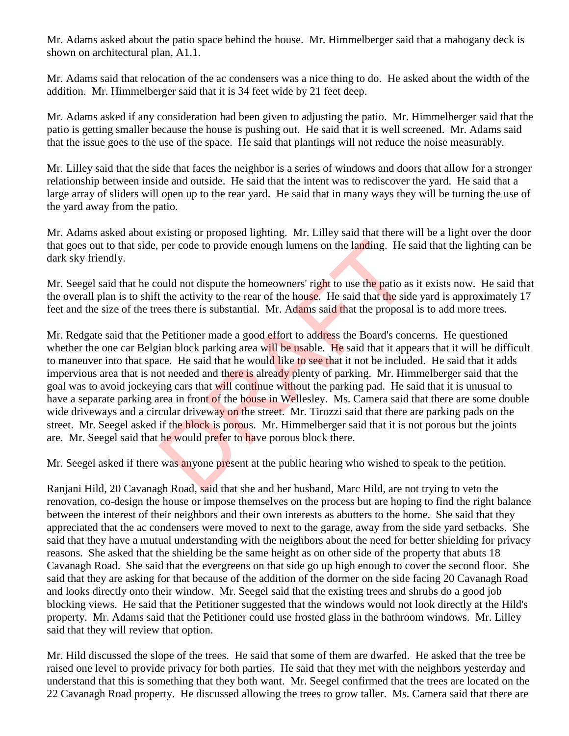Mr. Adams asked about the patio space behind the house. Mr. Himmelberger said that a mahogany deck is shown on architectural plan, A1.1.

Mr. Adams said that relocation of the ac condensers was a nice thing to do. He asked about the width of the addition. Mr. Himmelberger said that it is 34 feet wide by 21 feet deep.

Mr. Adams asked if any consideration had been given to adjusting the patio. Mr. Himmelberger said that the patio is getting smaller because the house is pushing out. He said that it is well screened. Mr. Adams said that the issue goes to the use of the space. He said that plantings will not reduce the noise measurably.

Mr. Lilley said that the side that faces the neighbor is a series of windows and doors that allow for a stronger relationship between inside and outside. He said that the intent was to rediscover the yard. He said that a large array of sliders will open up to the rear yard. He said that in many ways they will be turning the use of the yard away from the patio.

Mr. Adams asked about existing or proposed lighting. Mr. Lilley said that there will be a light over the door that goes out to that side, per code to provide enough lumens on the landing. He said that the lighting can be dark sky friendly.

Mr. Seegel said that he could not dispute the homeowners' right to use the patio as it exists now. He said that the overall plan is to shift the activity to the rear of the house. He said that the side yard is approximately 17 feet and the size of the trees there is substantial. Mr. Adams said that the proposal is to add more trees.

Mr. Redgate said that the Petitioner made a good effort to address the Board's concerns. He questioned whether the one car Belgian block parking area will be usable. He said that it appears that it will be difficult to maneuver into that space. He said that he would like to see that it not be included. He said that it adds impervious area that is not needed and there is already plenty of parking. Mr. Himmelberger said that the goal was to avoid jockeying cars that will continue without the parking pad. He said that it is unusual to have a separate parking area in front of the house in Wellesley. Ms. Camera said that there are some double wide driveways and a circular driveway on the street. Mr. Tirozzi said that there are parking pads on the street. Mr. Seegel asked if the block is porous. Mr. Himmelberger said that it is not porous but the joints are. Mr. Seegel said that he would prefer to have porous block there.

Mr. Seegel asked if there was anyone present at the public hearing who wished to speak to the petition.

Ranjani Hild, 20 Cavanagh Road, said that she and her husband, Marc Hild, are not trying to veto the renovation, co-design the house or impose themselves on the process but are hoping to find the right balance between the interest of their neighbors and their own interests as abutters to the home. She said that they appreciated that the ac condensers were moved to next to the garage, away from the side yard setbacks. She said that they have a mutual understanding with the neighbors about the need for better shielding for privacy reasons. She asked that the shielding be the same height as on other side of the property that abuts 18 Cavanagh Road. She said that the evergreens on that side go up high enough to cover the second floor. She said that they are asking for that because of the addition of the dormer on the side facing 20 Cavanagh Road and looks directly onto their window. Mr. Seegel said that the existing trees and shrubs do a good job blocking views. He said that the Petitioner suggested that the windows would not look directly at the Hild's property. Mr. Adams said that the Petitioner could use frosted glass in the bathroom windows. Mr. Lilley said that they will review that option.

Mr. Hild discussed the slope of the trees. He said that some of them are dwarfed. He asked that the tree be raised one level to provide privacy for both parties. He said that they met with the neighbors yesterday and understand that this is something that they both want. Mr. Seegel confirmed that the trees are located on the 22 Cavanagh Road property. He discussed allowing the trees to grow taller. Ms. Camera said that there are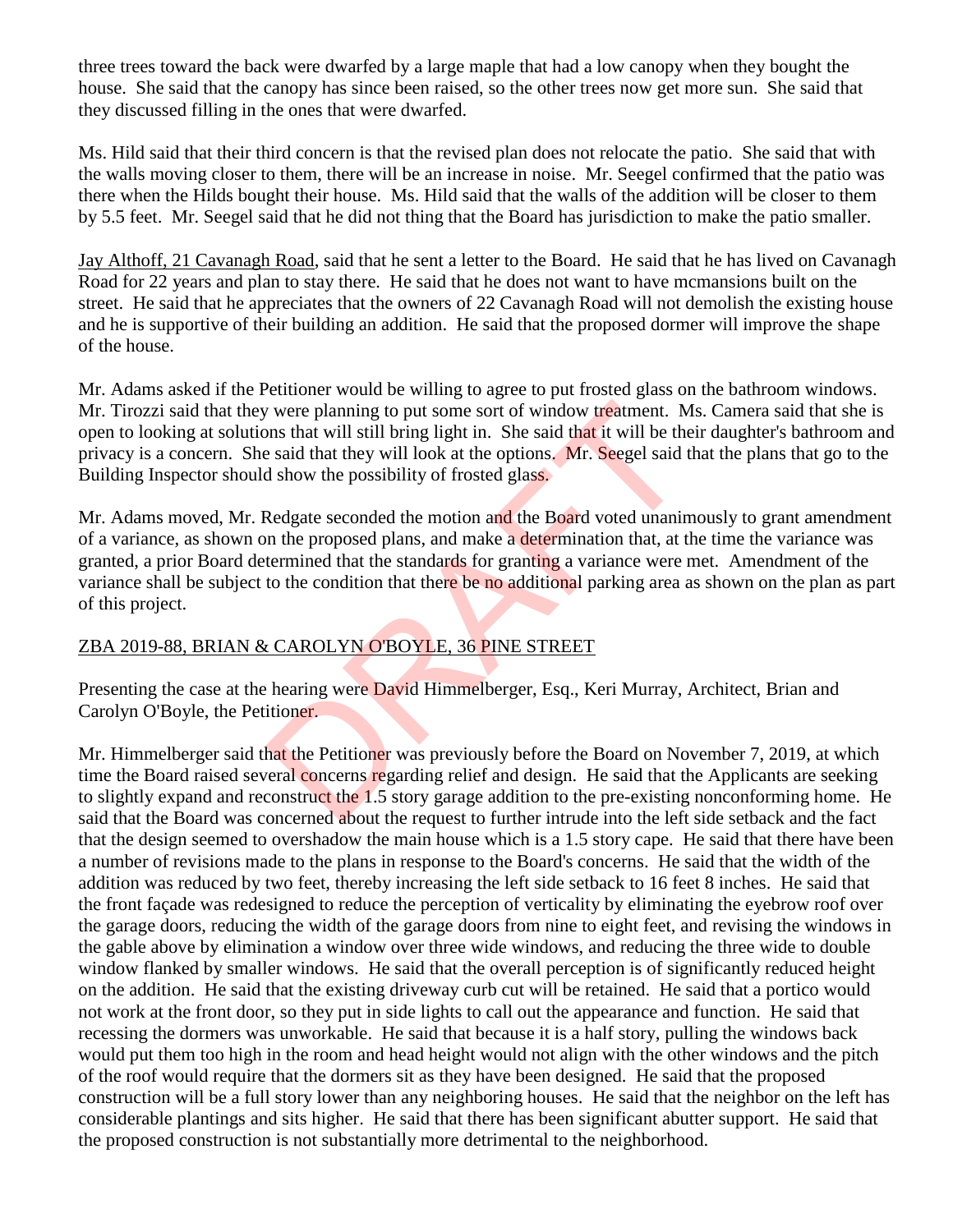three trees toward the back were dwarfed by a large maple that had a low canopy when they bought the house. She said that the canopy has since been raised, so the other trees now get more sun. She said that they discussed filling in the ones that were dwarfed.

Ms. Hild said that their third concern is that the revised plan does not relocate the patio. She said that with the walls moving closer to them, there will be an increase in noise. Mr. Seegel confirmed that the patio was there when the Hilds bought their house. Ms. Hild said that the walls of the addition will be closer to them by 5.5 feet. Mr. Seegel said that he did not thing that the Board has jurisdiction to make the patio smaller.

Jay Althoff, 21 Cavanagh Road, said that he sent a letter to the Board. He said that he has lived on Cavanagh Road for 22 years and plan to stay there. He said that he does not want to have mcmansions built on the street. He said that he appreciates that the owners of 22 Cavanagh Road will not demolish the existing house and he is supportive of their building an addition. He said that the proposed dormer will improve the shape of the house.

Mr. Adams asked if the Petitioner would be willing to agree to put frosted glass on the bathroom windows. Mr. Tirozzi said that they were planning to put some sort of window treatment. Ms. Camera said that she is open to looking at solutions that will still bring light in. She said that it will be their daughter's bathroom and privacy is a concern. She said that they will look at the options. Mr. Seegel said that the plans that go to the Building Inspector should show the possibility of frosted glass.

Mr. Adams moved, Mr. Redgate seconded the motion and the Board voted unanimously to grant amendment of a variance, as shown on the proposed plans, and make a determination that, at the time the variance was granted, a prior Board determined that the standards for granting a variance were met. Amendment of the variance shall be subject to the condition that there be no additional parking area as shown on the plan as part of this project.

## ZBA 2019-88, BRIAN & CAROLYN O'BOYLE, 36 PINE STREET

Presenting the case at the hearing were David Himmelberger, Esq., Keri Murray, Architect, Brian and Carolyn O'Boyle, the Petitioner.

Mr. Himmelberger said that the Petitioner was previously before the Board on November 7, 2019, at which time the Board raised several concerns regarding relief and design. He said that the Applicants are seeking to slightly expand and reconstruct the 1.5 story garage addition to the pre-existing nonconforming home. He said that the Board was concerned about the request to further intrude into the left side setback and the fact that the design seemed to overshadow the main house which is a 1.5 story cape. He said that there have been a number of revisions made to the plans in response to the Board's concerns. He said that the width of the addition was reduced by two feet, thereby increasing the left side setback to 16 feet 8 inches. He said that the front façade was redesigned to reduce the perception of verticality by eliminating the eyebrow roof over the garage doors, reducing the width of the garage doors from nine to eight feet, and revising the windows in the gable above by elimination a window over three wide windows, and reducing the three wide to double window flanked by smaller windows. He said that the overall perception is of significantly reduced height on the addition. He said that the existing driveway curb cut will be retained. He said that a portico would not work at the front door, so they put in side lights to call out the appearance and function. He said that recessing the dormers was unworkable. He said that because it is a half story, pulling the windows back would put them too high in the room and head height would not align with the other windows and the pitch of the roof would require that the dormers sit as they have been designed. He said that the proposed construction will be a full story lower than any neighboring houses. He said that the neighbor on the left has considerable plantings and sits higher. He said that there has been significant abutter support. He said that the proposed construction is not substantially more detrimental to the neighborhood.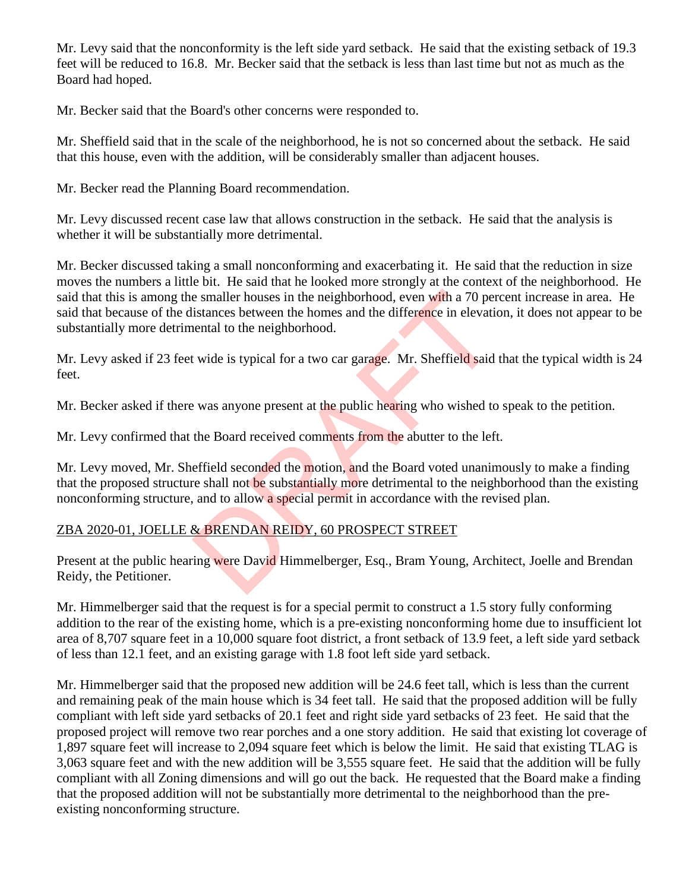Mr. Levy said that the nonconformity is the left side yard setback. He said that the existing setback of 19.3 feet will be reduced to 16.8. Mr. Becker said that the setback is less than last time but not as much as the Board had hoped.

Mr. Becker said that the Board's other concerns were responded to.

Mr. Sheffield said that in the scale of the neighborhood, he is not so concerned about the setback. He said that this house, even with the addition, will be considerably smaller than adjacent houses.

Mr. Becker read the Planning Board recommendation.

Mr. Levy discussed recent case law that allows construction in the setback. He said that the analysis is whether it will be substantially more detrimental.

Mr. Becker discussed taking a small nonconforming and exacerbating it. He said that the reduction in size moves the numbers a little bit. He said that he looked more strongly at the context of the neighborhood. He said that this is among the smaller houses in the neighborhood, even with a 70 percent increase in area. He said that because of the distances between the homes and the difference in elevation, it does not appear to be substantially more detrimental to the neighborhood.

Mr. Levy asked if 23 feet wide is typical for a two car garage. Mr. Sheffield said that the typical width is 24 feet.

Mr. Becker asked if there was anyone present at the public hearing who wished to speak to the petition.

Mr. Levy confirmed that the Board received comments from the abutter to the left.

Mr. Levy moved, Mr. Sheffield seconded the motion, and the Board voted unanimously to make a finding that the proposed structure shall not be substantially more detrimental to the neighborhood than the existing nonconforming structure, and to allow a special permit in accordance with the revised plan.

<u>ZBA 2020-01, JOELLE & BRENDAN REIDY, 60 PROSPECT STREET</u>

Present at the public hearing were David Himmelberger, Esq., Bram Young, Architect, Joelle and Brendan Reidy, the Petitioner.

Mr. Himmelberger said that the request is for a special permit to construct a 1.5 story fully conforming addition to the rear of the existing home, which is a pre-existing nonconforming home due to insufficient lot area of 8,707 square feet in a 10,000 square foot district, a front setback of 13.9 feet, a left side yard setback of less than 12.1 feet, and an existing garage with 1.8 foot left side yard setback.

Mr. Himmelberger said that the proposed new addition will be 24.6 feet tall, which is less than the current and remaining peak of the main house which is 34 feet tall. He said that the proposed addition will be fully compliant with left side yard setbacks of 20.1 feet and right side yard setbacks of 23 feet. He said that the proposed project will remove two rear porches and a one story addition. He said that existing lot coverage of 1,897 square feet will increase to 2,094 square feet which is below the limit. He said that existing TLAG is 3,063 square feet and with the new addition will be 3,555 square feet. He said that the addition will be fully compliant with all Zoning dimensions and will go out the back. He requested that the Board make a finding that the proposed addition will not be substantially more detrimental to the neighborhood than the pre-existing nonconforming structure.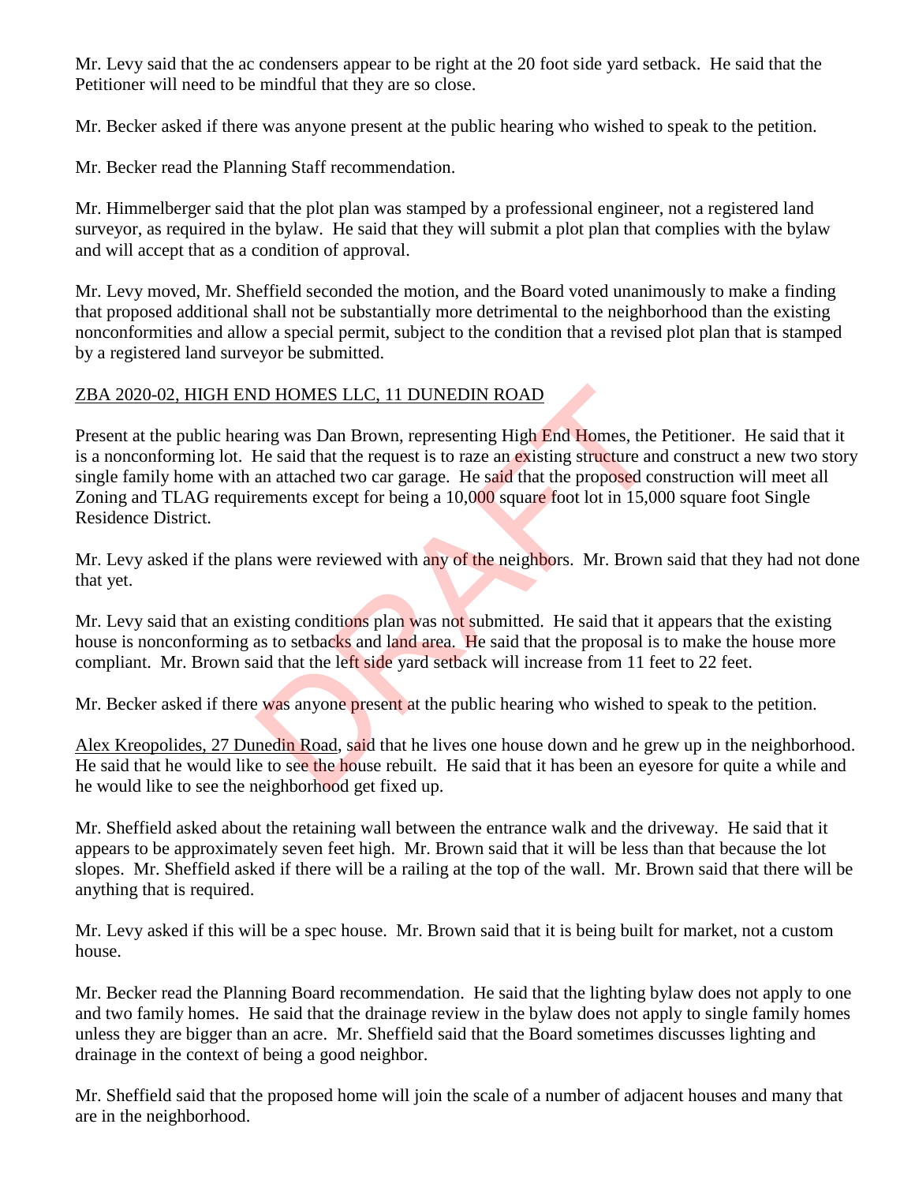Mr. Levy said that the ac condensers appear to be right at the 20 foot side yard setback. He said that the Petitioner will need to be mindful that they are so close.

Mr. Becker asked if there was anyone present at the public hearing who wished to speak to the petition.

Mr. Becker read the Planning Staff recommendation.

Mr. Himmelberger said that the plot plan was stamped by a professional engineer, not a registered land surveyor, as required in the bylaw. He said that they will submit a plot plan that complies with the bylaw and will accept that as a condition of approval.

Mr. Levy moved, Mr. Sheffield seconded the motion, and the Board voted unanimously to make a finding that proposed additional shall not be substantially more detrimental to the neighborhood than the existing nonconformities and allow a special permit, subject to the condition that a revised plot plan that is stamped by a registered land surveyor be submitted.

ZBA 2020-02, HIGH END HOMES LLC, 11 DUNEDIN ROAD

Present at the public hearing was Dan Brown, representing High End Homes, the Petitioner. He said that it is a nonconforming lot. He said that the request is to raze an existing structure and construct a new two story single family home with an attached two car garage. He said that the proposed construction will meet all Zoning and TLAG requirements except for being a 10,000 square foot lot in 15,000 square foot Single Residence District.

Mr. Levy asked if the plans were reviewed with any of the neighbors. Mr. Brown said that they had not done that yet.

Mr. Levy said that an existing conditions plan was not submitted. He said that it appears that the existing house is nonconforming as to setbacks and land area. He said that the proposal is to make the house more compliant. Mr. Brown said that the left side yard setback will increase from 11 feet to 22 feet.

Mr. Becker asked if there was anyone present at the public hearing who wished to speak to the petition.

Alex Kreopolides, 27 Dunedin Road, said that he lives one house down and he grew up in the neighborhood. He said that he would like to see the house rebuilt. He said that it has been an eyesore for quite a while and he would like to see the neighborhood get fixed up.

Mr. Sheffield asked about the retaining wall between the entrance walk and the driveway. He said that it appears to be approximately seven feet high. Mr. Brown said that it will be less than that because the lot slopes. Mr. Sheffield asked if there will be a railing at the top of the wall. Mr. Brown said that there will be anything that is required.

Mr. Levy asked if this will be a spec house. Mr. Brown said that it is being built for market, not a custom house.

Mr. Becker read the Planning Board recommendation. He said that the lighting bylaw does not apply to one and two family homes. He said that the drainage review in the bylaw does not apply to single family homes unless they are bigger than an acre. Mr. Sheffield said that the Board sometimes discusses lighting and drainage in the context of being a good neighbor.

Mr. Sheffield said that the proposed home will join the scale of a number of adjacent houses and many that are in the neighborhood.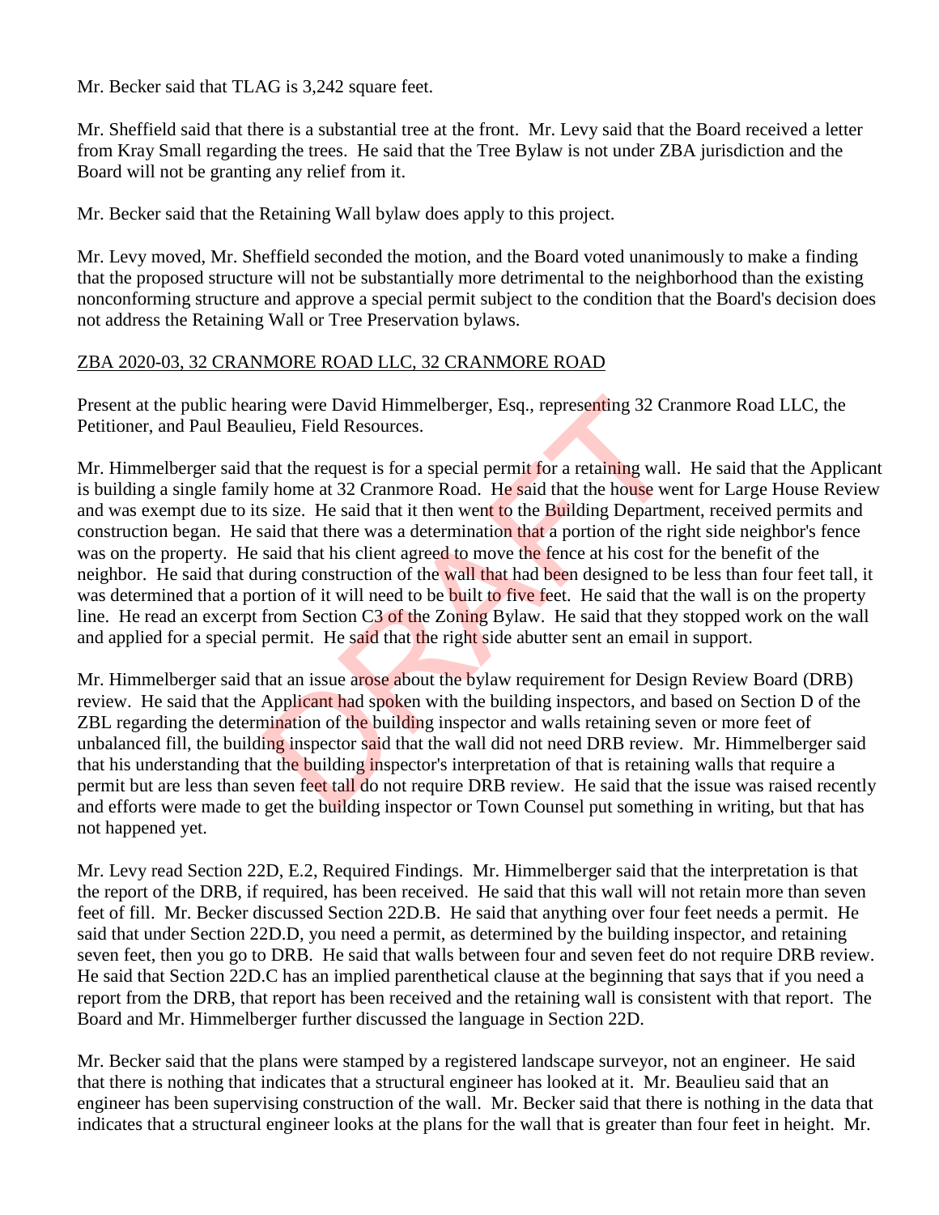Mr. Becker said that TLAG is 3,242 square feet.

Mr. Sheffield said that there is a substantial tree at the front. Mr. Levy said that the Board received a letter from Kray Small regarding the trees. He said that the Tree Bylaw is not under ZBA jurisdiction and the Board will not be granting any relief from it.

Mr. Becker said that the Retaining Wall bylaw does apply to this project.

Mr. Levy moved, Mr. Sheffield seconded the motion, and the Board voted unanimously to make a finding that the proposed structure will not be substantially more detrimental to the neighborhood than the existing nonconforming structure and approve a special permit subject to the condition that the Board's decision does not address the Retaining Wall or Tree Preservation bylaws.

ZBA 2020-03, 32 CRANMORE ROAD LLC, 32 CRANMORE ROAD

Present at the public hearing were David Himmelberger, Esq., representing 32 Cranmore Road LLC, the Petitioner, and Paul Beaulieu, Field Resources.

Mr. Himmelberger said that the request is for a special permit for a retaining wall. He said that the Applicant is building a single family home at 32 Cranmore Road. He said that the house went for Large House Review and was exempt due to its size. He said that it then went to the Building Department, received permits and construction began. He said that there was a determination that a portion of the right side neighbor's fence was on the property. He said that his client agreed to move the fence at his cost for the benefit of the neighbor. He said that during construction of the wall that had been designed to be less than four feet tall, it was determined that a portion of it will need to be built to five feet. He said that the wall is on the property line. He read an excerpt from Section C3 of the Zoning Bylaw. He said that they stopped work on the wall and applied for a special permit. He said that the right side abutter sent an email in support.

Mr. Himmelberger said that an issue arose about the bylaw requirement for Design Review Board (DRB) review. He said that the Applicant had spoken with the building inspectors, and based on Section D of the ZBL regarding the determination of the building inspector and walls retaining seven or more feet of unbalanced fill, the building inspector said that the wall did not need DRB review. Mr. Himmelberger said that his understanding that the building inspector's interpretation of that is retaining walls that require a permit but are less than seven feet tall do not require DRB review. He said that the issue was raised recently and efforts were made to get the building inspector or Town Counsel put something in writing, but that has not happened yet.

Mr. Levy read Section 22D, E.2, Required Findings. Mr. Himmelberger said that the interpretation is that the report of the DRB, if required, has been received. He said that this wall will not retain more than seven feet of fill. Mr. Becker discussed Section 22D.B. He said that anything over four feet needs a permit. He said that under Section 22D.D, you need a permit, as determined by the building inspector, and retaining seven feet, then you go to DRB. He said that walls between four and seven feet do not require DRB review. He said that Section 22D.C has an implied parenthetical clause at the beginning that says that if you need a report from the DRB, that report has been received and the retaining wall is consistent with that report. The Board and Mr. Himmelberger further discussed the language in Section 22D.

Mr. Becker said that the plans were stamped by a registered landscape surveyor, not an engineer. He said that there is nothing that indicates that a structural engineer has looked at it. Mr. Beaulieu said that an engineer has been supervising construction of the wall. Mr. Becker said that there is nothing in the data that indicates that a structural engineer looks at the plans for the wall that is greater than four feet in height. Mr.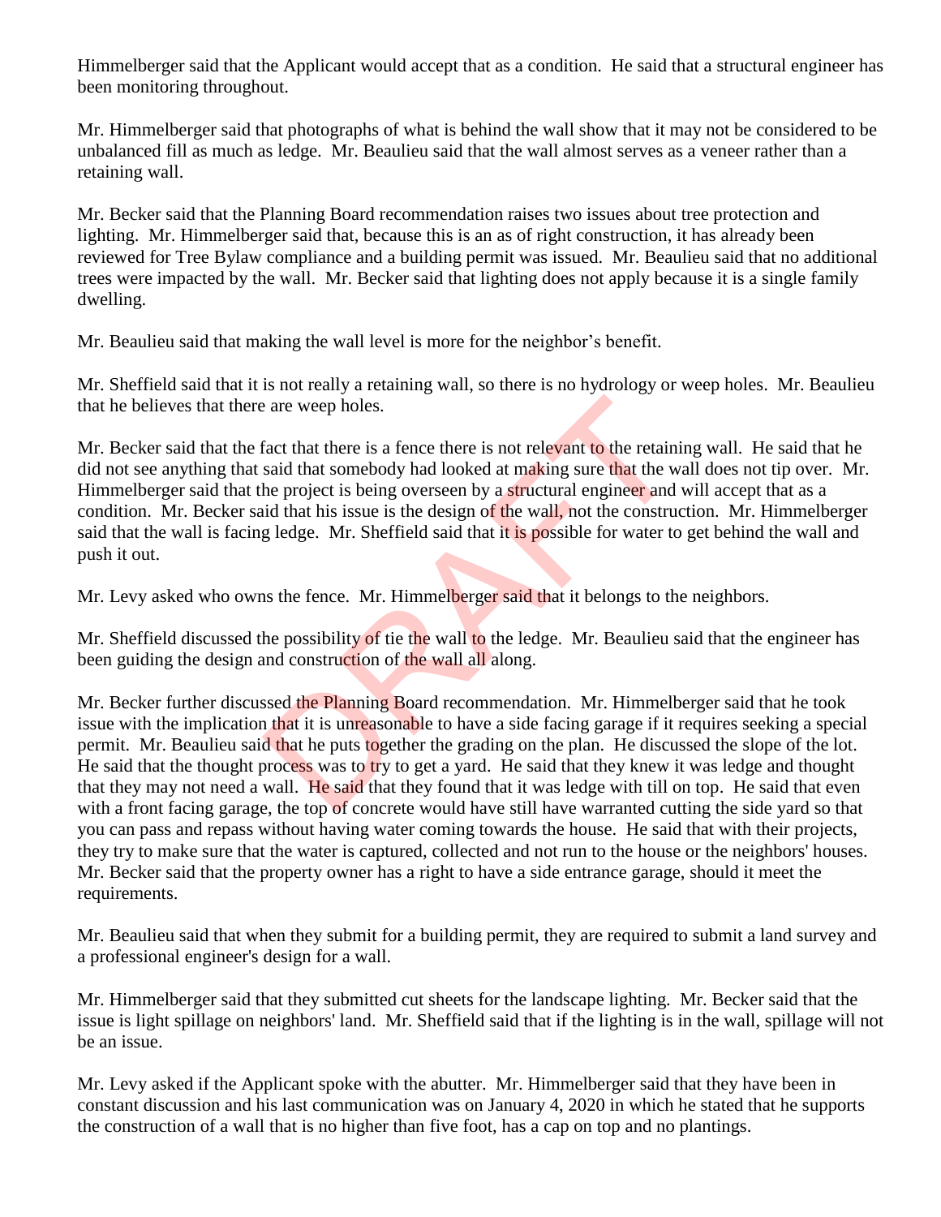Himmelberger said that the Applicant would accept that as a condition. He said that a structural engineer has been monitoring throughout.

Mr. Himmelberger said that photographs of what is behind the wall show that it may not be considered to be unbalanced fill as much as ledge. Mr. Beaulieu said that the wall almost serves as a veneer rather than a retaining wall.

Mr. Becker said that the Planning Board recommendation raises two issues about tree protection and lighting. Mr. Himmelberger said that, because this is an as of right construction, it has already been reviewed for Tree Bylaw compliance and a building permit was issued. Mr. Beaulieu said that no additional trees were impacted by the wall. Mr. Becker said that lighting does not apply because it is a single family dwelling.

Mr. Beaulieu said that making the wall level is more for the neighbor's benefit.

Mr. Sheffield said that it is not really a retaining wall, so there is no hydrology or weep holes. Mr. Beaulieu that he believes that there are weep holes.

Mr. Becker said that the fact that there is a fence there is not relevant to the retaining wall. He said that he did not see anything that said that somebody had looked at making sure that the wall does not tip over. Mr. Himmelberger said that the project is being overseen by a structural engineer and will accept that as a condition. Mr. Becker said that his issue is the design of the wall, not the construction. Mr. Himmelberger said that the wall is facing ledge. Mr. Sheffield said that it is possible for water to get behind the wall and push it out.

Mr. Levy asked who owns the fence. Mr. Himmelberger said that it belongs to the neighbors.

Mr. Sheffield discussed the possibility of tie the wall to the ledge. Mr. Beaulieu said that the engineer has been guiding the design and construction of the wall all along.

Mr. Becker further discussed the Planning Board recommendation. Mr. Himmelberger said that he took issue with the implication that it is unreasonable to have a side facing garage if it requires seeking a special permit. Mr. Beaulieu said that he puts together the grading on the plan. He discussed the slope of the lot. He said that the thought process was to try to get a yard. He said that they knew it was ledge and thought that they may not need a wall. He said that they found that it was ledge with till on top. He said that even with a front facing garage, the top of concrete would have still have warranted cutting the side yard so that you can pass and repass without having water coming towards the house. He said that with their projects, they try to make sure that the water is captured, collected and not run to the house or the neighbors' houses. Mr. Becker said that the property owner has a right to have a side entrance garage, should it meet the requirements.

Mr. Beaulieu said that when they submit for a building permit, they are required to submit a land survey and a professional engineer's design for a wall.

Mr. Himmelberger said that they submitted cut sheets for the landscape lighting. Mr. Becker said that the issue is light spillage on neighbors' land. Mr. Sheffield said that if the lighting is in the wall, spillage will not be an issue.

Mr. Levy asked if the Applicant spoke with the abutter. Mr. Himmelberger said that they have been in constant discussion and his last communication was on January 4, 2020 in which he stated that he supports the construction of a wall that is no higher than five foot, has a cap on top and no plantings.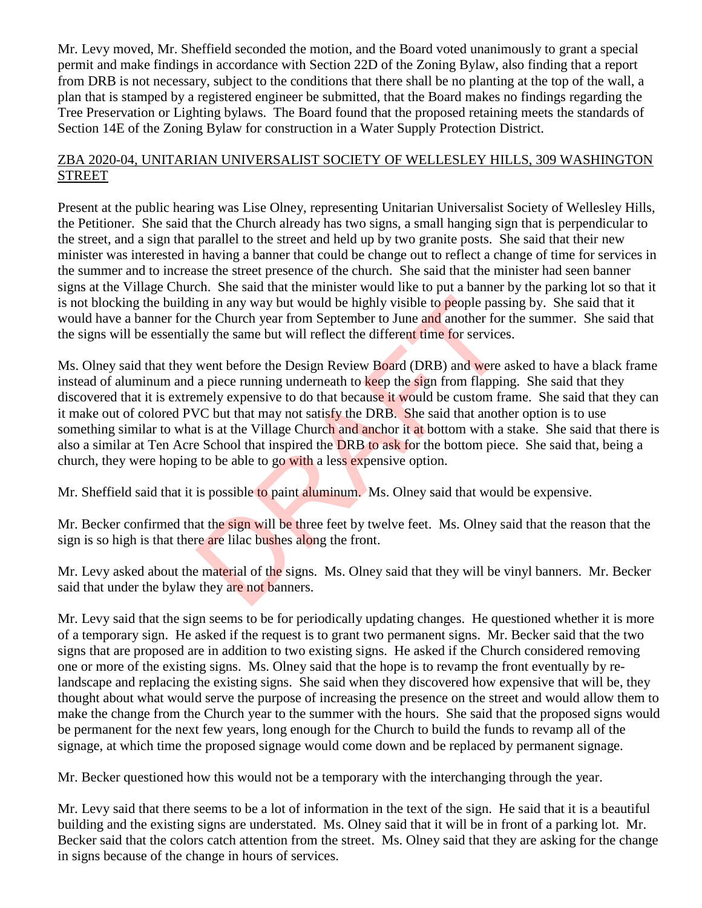Mr. Levy moved, Mr. Sheffield seconded the motion, and the Board voted unanimously to grant a special permit and make findings in accordance with Section 22D of the Zoning Bylaw, also finding that a report from DRB is not necessary, subject to the conditions that there shall be no planting at the top of the wall, a plan that is stamped by a registered engineer be submitted, that the Board makes no findings regarding the Tree Preservation or Lighting bylaws. The Board found that the proposed retaining meets the standards of Section 14E of the Zoning Bylaw for construction in a Water Supply Protection District.

## ZBA 2020-04, UNITARIAN UNIVERSALIST SOCIETY OF WELLESLEY HILLS, 309 WASHINGTON STREET

Present at the public hearing was Lise Olney, representing Unitarian Universalist Society of Wellesley Hills, the Petitioner. She said that the Church already has two signs, a small hanging sign that is perpendicular to the street, and a sign that parallel to the street and held up by two granite posts. She said that their new minister was interested in having a banner that could be change out to reflect a change of time for services in the summer and to increase the street presence of the church. She said that the minister had seen banner signs at the Village Church. She said that the minister would like to put a banner by the parking lot so that it is not blocking the building in any way but would be highly visible to people passing by. She said that it would have a banner for the Church year from September to June and another for the summer. She said that the signs will be essentially the same but will reflect the different time for services.

Ms. Olney said that they went before the Design Review Board (DRB) and were asked to have a black frame instead of aluminum and a piece running underneath to keep the sign from flapping. She said that they discovered that it is extremely expensive to do that because it would be custom frame. She said that they can it make out of colored PVC but that may not satisfy the DRB. She said that another option is to use something similar to what is at the Village Church and anchor it at bottom with a stake. She said that there is also a similar at Ten Acre School that inspired the DRB to ask for the bottom piece. She said that, being a church, they were hoping to be able to go with a less expensive option.

Mr. Sheffield said that it is possible to paint aluminum. Ms. Olney said that would be expensive.

Mr. Becker confirmed that the sign will be three feet by twelve feet. Ms. Olney said that the reason that the sign is so high is that there are lilac bushes along the front.

Mr. Levy asked about the material of the signs. Ms. Olney said that they will be vinyl banners. Mr. Becker said that under the bylaw they are not banners.

Mr. Levy said that the sign seems to be for periodically updating changes. He questioned whether it is more of a temporary sign. He asked if the request is to grant two permanent signs. Mr. Becker said that the two signs that are proposed are in addition to two existing signs. He asked if the Church considered removing one or more of the existing signs. Ms. Olney said that the hope is to revamp the front eventually by re-landscape and replacing the existing signs. She said when they discovered how expensive that will be, they thought about what would serve the purpose of increasing the presence on the street and would allow them to make the change from the Church year to the summer with the hours. She said that the proposed signs would be permanent for the next few years, long enough for the Church to build the funds to revamp all of the signage, at which time the proposed signage would come down and be replaced by permanent signage.

Mr. Becker questioned how this would not be a temporary with the interchanging through the year.

Mr. Levy said that there seems to be a lot of information in the text of the sign. He said that it is a beautiful building and the existing signs are understated. Ms. Olney said that it will be in front of a parking lot. Mr. Becker said that the colors catch attention from the street. Ms. Olney said that they are asking for the change in signs because of the change in hours of services.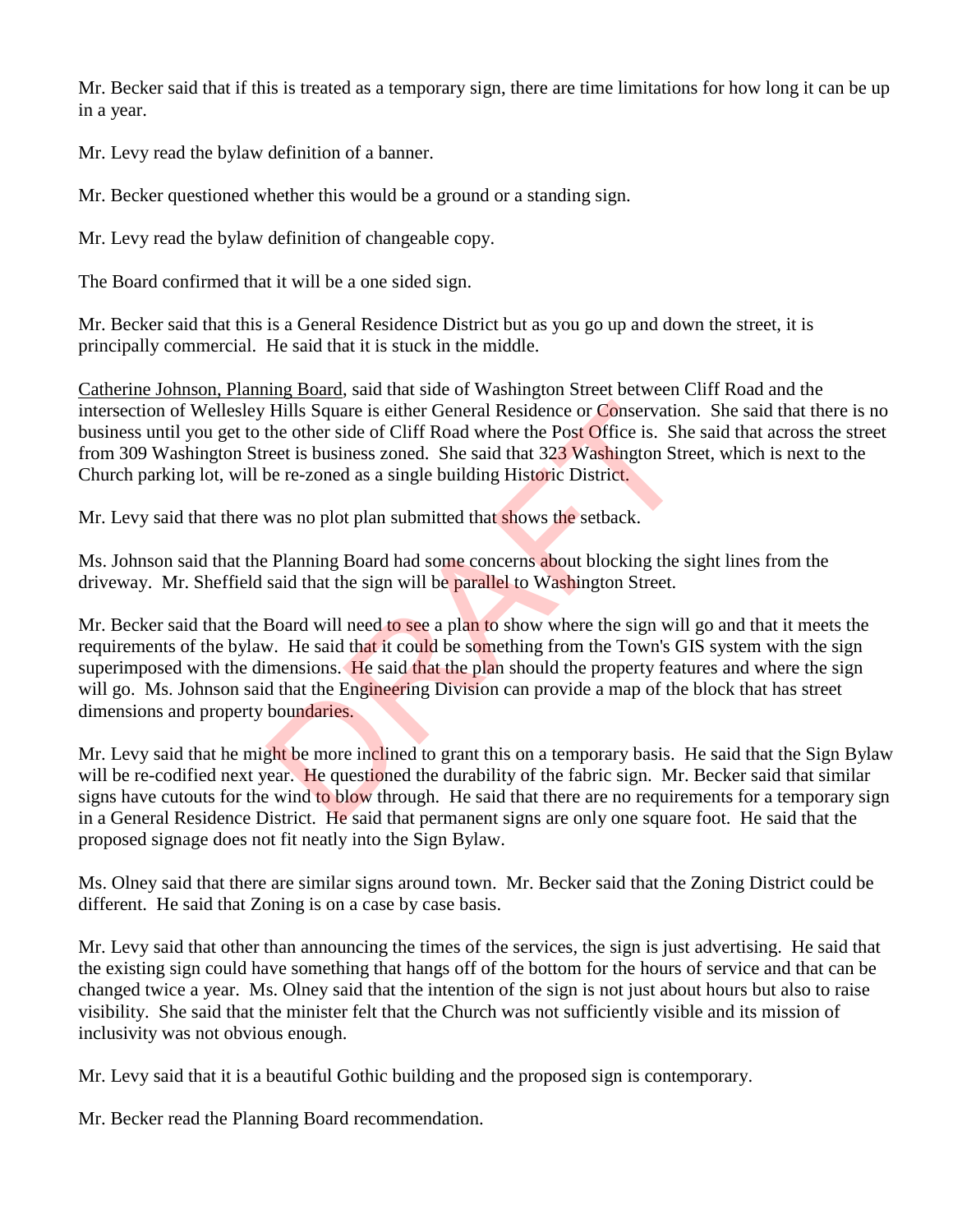Mr. Becker said that if this is treated as a temporary sign, there are time limitations for how long it can be up in a year.

Mr. Levy read the bylaw definition of a banner.

Mr. Becker questioned whether this would be a ground or a standing sign.

Mr. Levy read the bylaw definition of changeable copy.

The Board confirmed that it will be a one sided sign.

Mr. Becker said that this is a General Residence District but as you go up and down the street, it is principally commercial. He said that it is stuck in the middle.

Catherine Johnson, Planning Board, said that side of Washington Street between Cliff Road and the intersection of Wellesley Hills Square is either General Residence or Conservation. She said that there is no business until you get to the other side of Cliff Road where the Post Office is. She said that across the street from 309 Washington Street is business zoned. She said that 323 Washington Street, which is next to the Church parking lot, will be re-zoned as a single building Historic District.

Mr. Levy said that there was no plot plan submitted that shows the setback.

Ms. Johnson said that the Planning Board had some concerns about blocking the sight lines from the driveway. Mr. Sheffield said that the sign will be parallel to Washington Street.

Mr. Becker said that the Board will need to see a plan to show where the sign will go and that it meets the requirements of the bylaw. He said that it could be something from the Town's GIS system with the sign superimposed with the dimensions. He said that the plan should the property features and where the sign will go. Ms. Johnson said that the Engineering Division can provide a map of the block that has street dimensions and property boundaries.

Mr. Levy said that he might be more inclined to grant this on a temporary basis. He said that the Sign Bylaw will be re-codified next year. He questioned the durability of the fabric sign. Mr. Becker said that similar signs have cutouts for the wind to blow through. He said that there are no requirements for a temporary sign in a General Residence District. He said that permanent signs are only one square foot. He said that the proposed signage does not fit neatly into the Sign Bylaw.

Ms. Olney said that there are similar signs around town. Mr. Becker said that the Zoning District could be different. He said that Zoning is on a case by case basis.

Mr. Levy said that other than announcing the times of the services, the sign is just advertising. He said that the existing sign could have something that hangs off of the bottom for the hours of service and that can be changed twice a year. Ms. Olney said that the intention of the sign is not just about hours but also to raise visibility. She said that the minister felt that the Church was not sufficiently visible and its mission of inclusivity was not obvious enough.

Mr. Levy said that it is a beautiful Gothic building and the proposed sign is contemporary.

Mr. Becker read the Planning Board recommendation.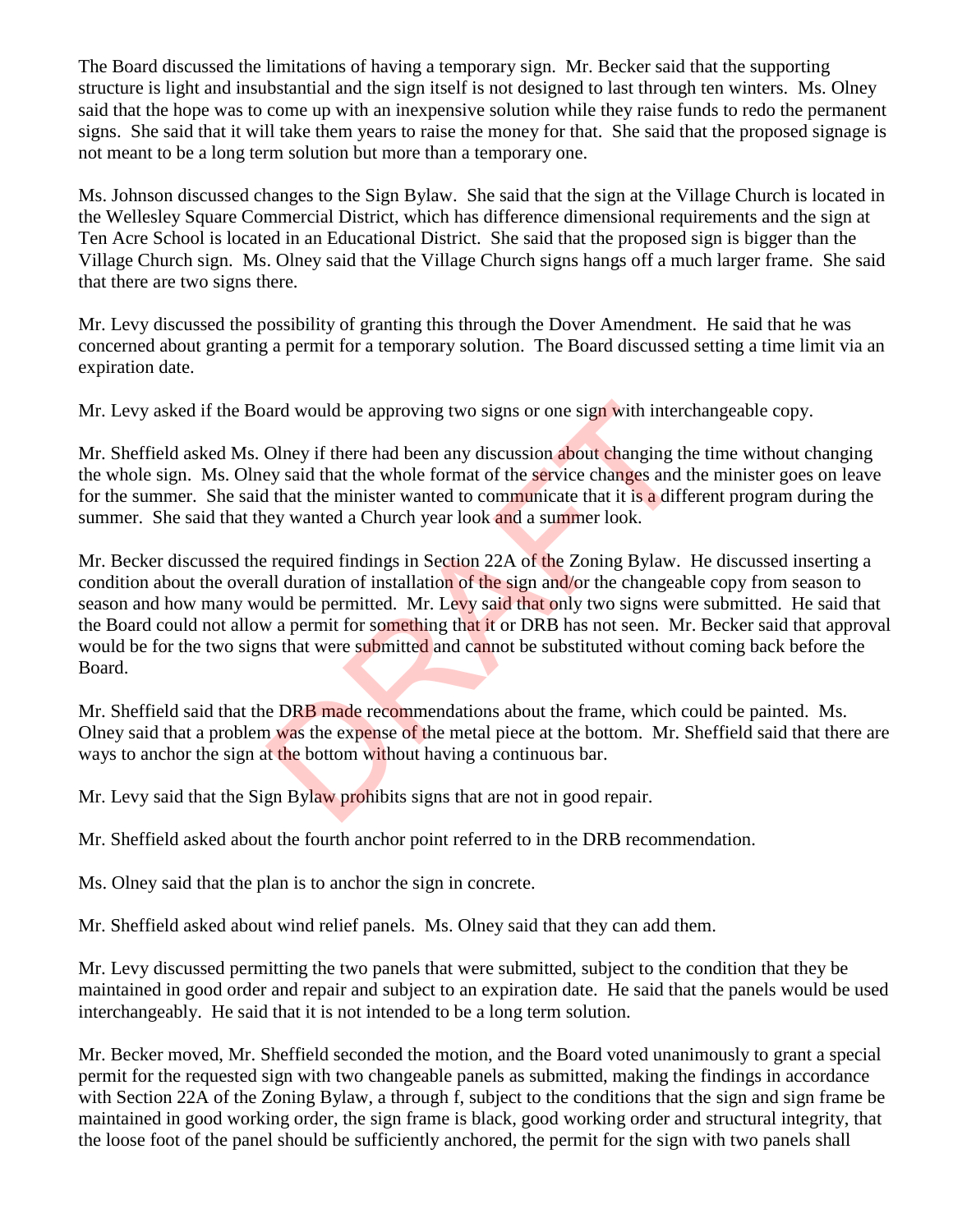The Board discussed the limitations of having a temporary sign. Mr. Becker said that the supporting structure is light and insubstantial and the sign itself is not designed to last through ten winters. Ms. Olney said that the hope was to come up with an inexpensive solution while they raise funds to redo the permanent signs. She said that it will take them years to raise the money for that. She said that the proposed signage is not meant to be a long term solution but more than a temporary one.

Ms. Johnson discussed changes to the Sign Bylaw. She said that the sign at the Village Church is located in the Wellesley Square Commercial District, which has difference dimensional requirements and the sign at Ten Acre School is located in an Educational District. She said that the proposed sign is bigger than the Village Church sign. Ms. Olney said that the Village Church signs hangs off a much larger frame. She said that there are two signs there.

Mr. Levy discussed the possibility of granting this through the Dover Amendment. He said that he was concerned about granting a permit for a temporary solution. The Board discussed setting a time limit via an expiration date.

Mr. Levy asked if the Board would be approving two signs or one sign with interchangeable copy.

Mr. Sheffield asked Ms. Olney if there had been any discussion about changing the time without changing the whole sign. Ms. Olney said that the whole format of the service changes and the minister goes on leave for the summer. She said that the minister wanted to communicate that it is a different program during the summer. She said that they wanted a Church year look and a summer look.

Mr. Becker discussed the required findings in Section 22A of the Zoning Bylaw. He discussed inserting a condition about the overall duration of installation of the sign and/or the changeable copy from season to season and how many would be permitted. Mr. Levy said that only two signs were submitted. He said that the Board could not allow a permit for something that it or DRB has not seen. Mr. Becker said that approval would be for the two signs that were submitted and cannot be substituted without coming back before the Board.

Mr. Sheffield said that the DRB made recommendations about the frame, which could be painted. Ms. Olney said that a problem was the expense of the metal piece at the bottom. Mr. Sheffield said that there are ways to anchor the sign at the bottom without having a continuous bar.

Mr. Levy said that the Sign Bylaw prohibits signs that are not in good repair.

Mr. Sheffield asked about the fourth anchor point referred to in the DRB recommendation.

Ms. Olney said that the plan is to anchor the sign in concrete.

Mr. Sheffield asked about wind relief panels. Ms. Olney said that they can add them.

Mr. Levy discussed permitting the two panels that were submitted, subject to the condition that they be maintained in good order and repair and subject to an expiration date. He said that the panels would be used interchangeably. He said that it is not intended to be a long term solution.

Mr. Becker moved, Mr. Sheffield seconded the motion, and the Board voted unanimously to grant a special permit for the requested sign with two changeable panels as submitted, making the findings in accordance with Section 22A of the Zoning Bylaw, a through f, subject to the conditions that the sign and sign frame be maintained in good working order, the sign frame is black, good working order and structural integrity, that the loose foot of the panel should be sufficiently anchored, the permit for the sign with two panels shall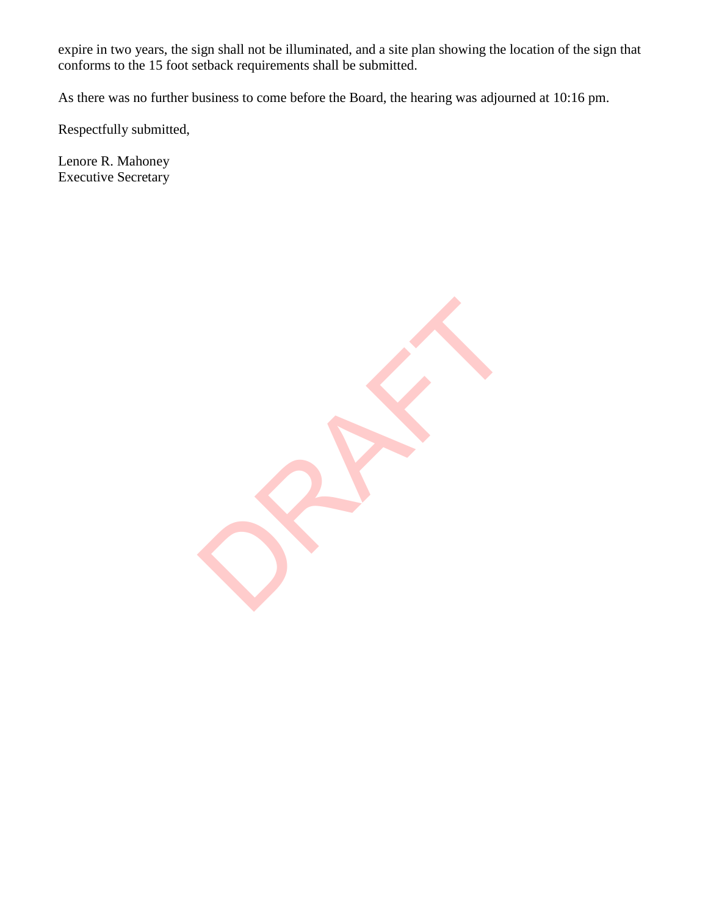expire in two years, the sign shall not be illuminated, and a site plan showing the location of the sign that conforms to the 15 foot setback requirements shall be submitted.

As there was no further business to come before the Board, the hearing was adjourned at 10:16 pm.

Respectfully submitted,

Lenore R. Mahoney
Executive Secretary

DRAFT